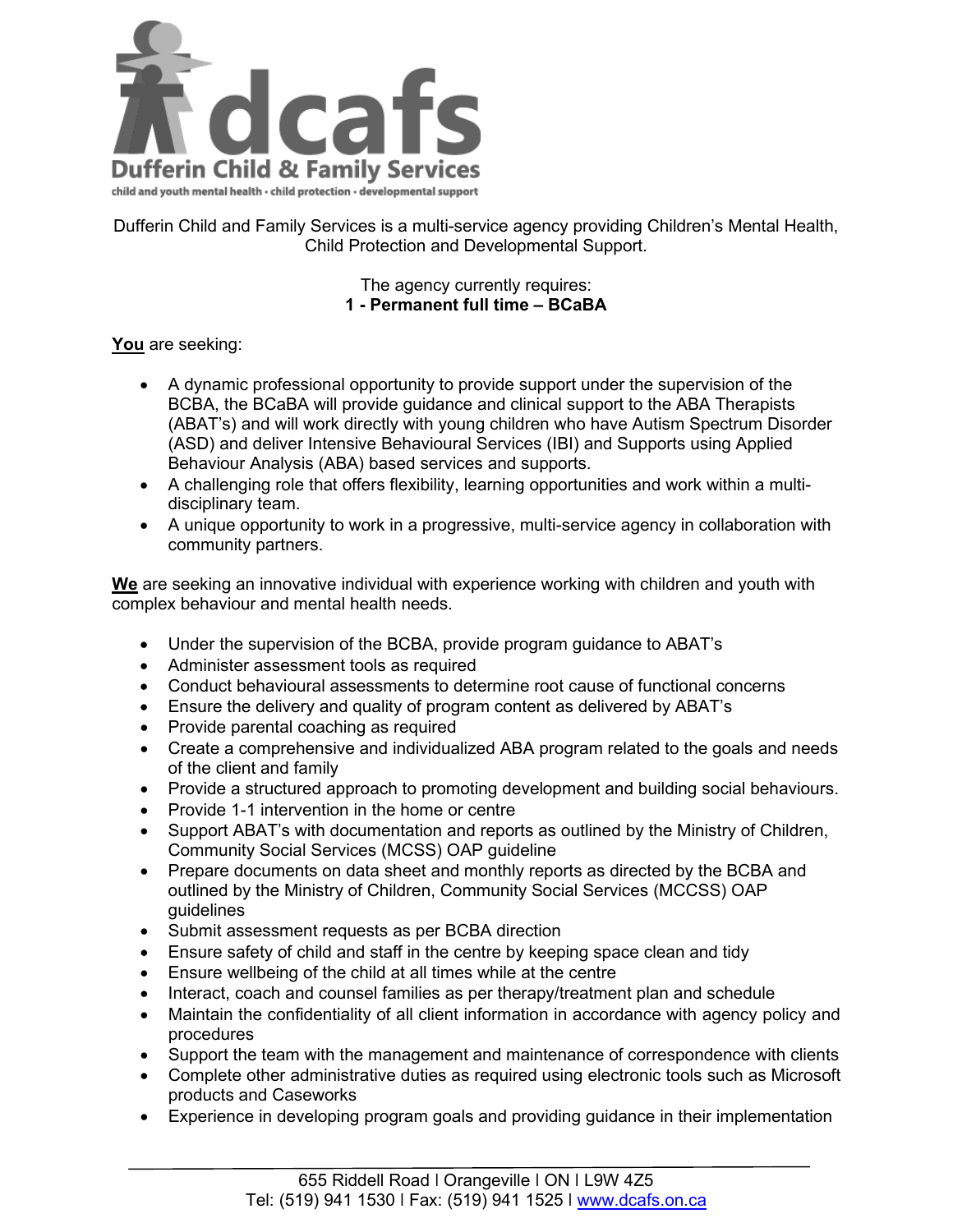# dcafs

**Dufferin Child & Family Services**

child and youth mental health • child protection • developmental support

Dufferin Child and Family Services is a multi-service agency providing Children's Mental Health, Child Protection and Developmental Support.

The agency currently requires:
**1 - Permanent full time – BCaBA**

**You** are seeking:

- A dynamic professional opportunity to provide support under the supervision of the BCBA, the BCaBA will provide guidance and clinical support to the ABA Therapists (ABAT's) and will work directly with young children who have Autism Spectrum Disorder (ASD) and deliver Intensive Behavioural Services (IBI) and Supports using Applied Behaviour Analysis (ABA) based services and supports.
- A challenging role that offers flexibility, learning opportunities and work within a multi-disciplinary team.
- A unique opportunity to work in a progressive, multi-service agency in collaboration with community partners.

**We** are seeking an innovative individual with experience working with children and youth with complex behaviour and mental health needs.

- Under the supervision of the BCBA, provide program guidance to ABAT's
- Administer assessment tools as required
- Conduct behavioural assessments to determine root cause of functional concerns
- Ensure the delivery and quality of program content as delivered by ABAT's
- Provide parental coaching as required
- Create a comprehensive and individualized ABA program related to the goals and needs of the client and family
- Provide a structured approach to promoting development and building social behaviours.
- Provide 1-1 intervention in the home or centre
- Support ABAT's with documentation and reports as outlined by the Ministry of Children, Community Social Services (MCSS) OAP guideline
- Prepare documents on data sheet and monthly reports as directed by the BCBA and outlined by the Ministry of Children, Community Social Services (MCCSS) OAP guidelines
- Submit assessment requests as per BCBA direction
- Ensure safety of child and staff in the centre by keeping space clean and tidy
- Ensure wellbeing of the child at all times while at the centre
- Interact, coach and counsel families as per therapy/treatment plan and schedule
- Maintain the confidentiality of all client information in accordance with agency policy and procedures
- Support the team with the management and maintenance of correspondence with clients
- Complete other administrative duties as required using electronic tools such as Microsoft products and Caseworks
- Experience in developing program goals and providing guidance in their implementation

655 Riddell Road I Orangeville I ON I L9W 4Z5
Tel: (519) 941 1530 I Fax: (519) 941 1525 I www.dcafs.on.ca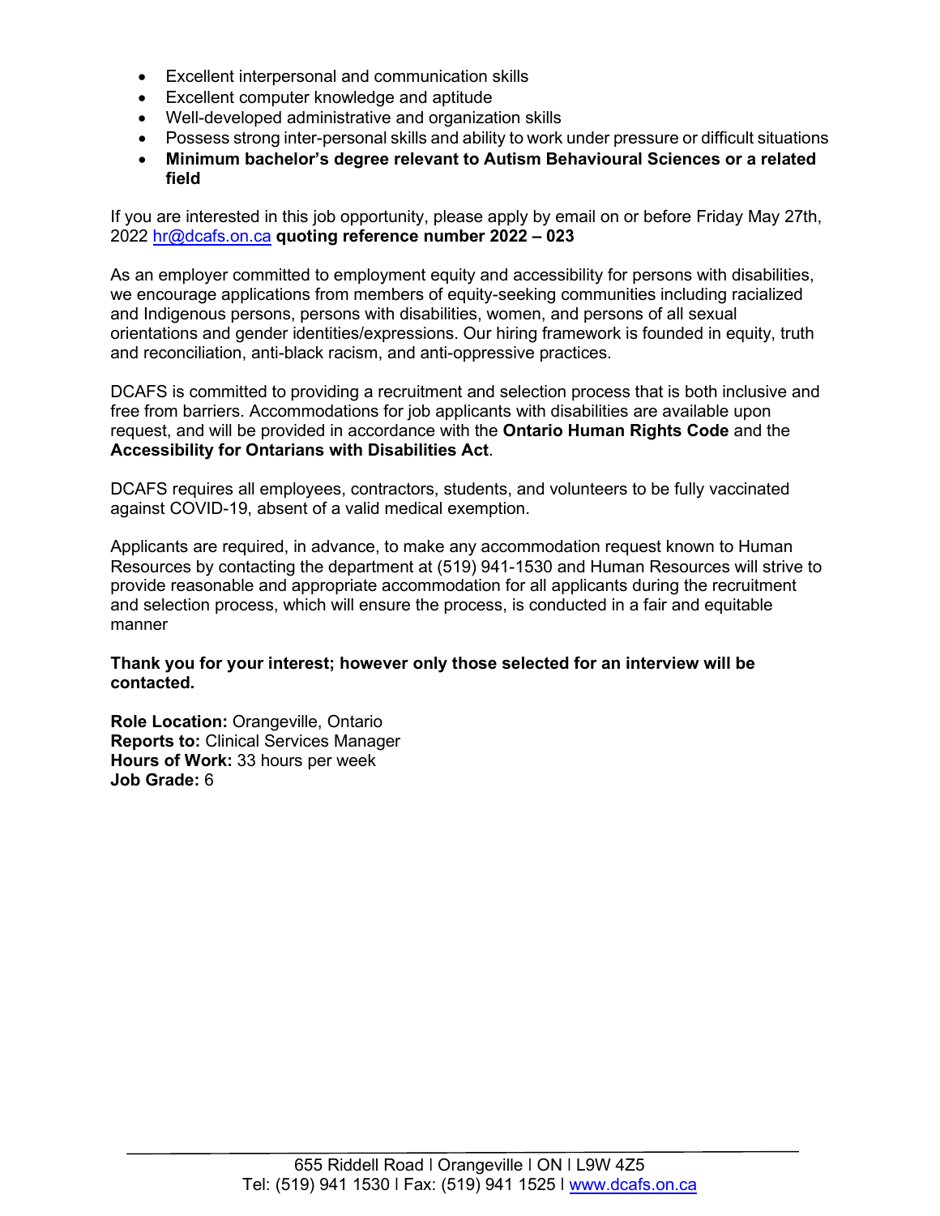- Excellent interpersonal and communication skills
- Excellent computer knowledge and aptitude
- Well-developed administrative and organization skills
- Possess strong inter-personal skills and ability to work under pressure or difficult situations
- **Minimum bachelor's degree relevant to Autism Behavioural Sciences or a related field**

If you are interested in this job opportunity, please apply by email on or before Friday May 27th, 2022 hr@dcafs.on.ca **quoting reference number 2022 – 023**

As an employer committed to employment equity and accessibility for persons with disabilities, we encourage applications from members of equity-seeking communities including racialized and Indigenous persons, persons with disabilities, women, and persons of all sexual orientations and gender identities/expressions. Our hiring framework is founded in equity, truth and reconciliation, anti-black racism, and anti-oppressive practices.

DCAFS is committed to providing a recruitment and selection process that is both inclusive and free from barriers. Accommodations for job applicants with disabilities are available upon request, and will be provided in accordance with the **Ontario Human Rights Code** and the **Accessibility for Ontarians with Disabilities Act**.

DCAFS requires all employees, contractors, students, and volunteers to be fully vaccinated against COVID-19, absent of a valid medical exemption.

Applicants are required, in advance, to make any accommodation request known to Human Resources by contacting the department at (519) 941-1530 and Human Resources will strive to provide reasonable and appropriate accommodation for all applicants during the recruitment and selection process, which will ensure the process, is conducted in a fair and equitable manner

**Thank you for your interest; however only those selected for an interview will be contacted.**

**Role Location:** Orangeville, Ontario
**Reports to:** Clinical Services Manager
**Hours of Work:** 33 hours per week
**Job Grade:** 6

655 Riddell Road I Orangeville I ON I L9W 4Z5
Tel: (519) 941 1530 I Fax: (519) 941 1525 I www.dcafs.on.ca